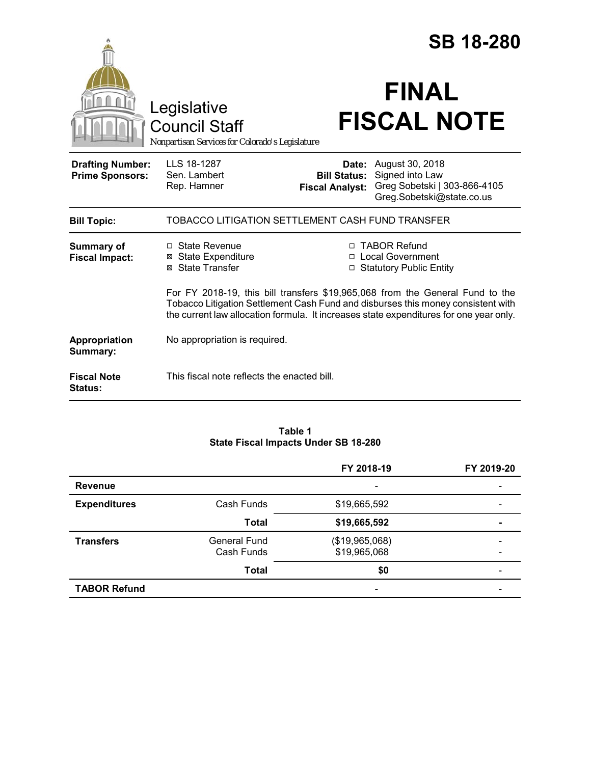# SB 18-280

Legislative Council Staff

*Nonpartisan Services for Colorado's Legislature*

# FINAL FISCAL NOTE

| | | | |
|---|---|---|---|
| **Drafting Number:** | LLS 18-1287 | **Date:** | August 30, 2018 |
| **Prime Sponsors:** | Sen. Lambert<br>Rep. Hamner | **Bill Status:** | Signed into Law |
| | | **Fiscal Analyst:** | Greg Sobetski \| 303-866-4105<br>Greg.Sobetski@state.co.us |

**Bill Topic:** TOBACCO LITIGATION SETTLEMENT CASH FUND TRANSFER

**Summary of Fiscal Impact:**

- ☐ State Revenue
- ☒ State Expenditure
- ☒ State Transfer
- ☐ TABOR Refund
- ☐ Local Government
- ☐ Statutory Public Entity

For FY 2018-19, this bill transfers $19,965,068 from the General Fund to the Tobacco Litigation Settlement Cash Fund and disburses this money consistent with the current law allocation formula. It increases state expenditures for one year only.

**Appropriation Summary:** No appropriation is required.

**Fiscal Note Status:** This fiscal note reflects the enacted bill.

**Table 1**
**State Fiscal Impacts Under SB 18-280**

| | | FY 2018-19 | FY 2019-20 |
|---|---|---|---|
| **Revenue** | | - | - |
| **Expenditures** | Cash Funds | $19,665,592 | - |
| | **Total** | **$19,665,592** | **-** |
| **Transfers** | General Fund | ($19,965,068) | - |
| | Cash Funds | $19,965,068 | - |
| | **Total** | **$0** | - |
| **TABOR Refund** | | - | - |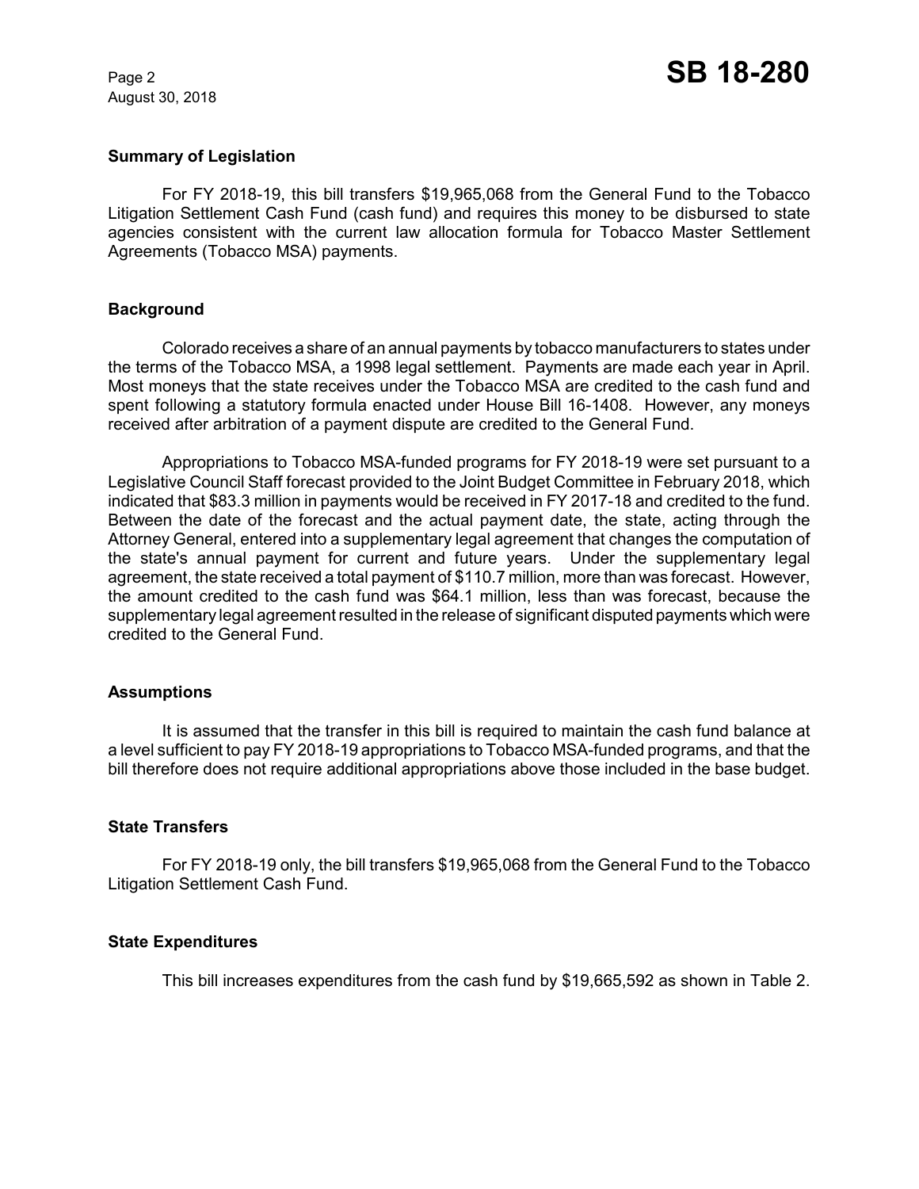**Summary of Legislation**

For FY 2018-19, this bill transfers $19,965,068 from the General Fund to the Tobacco Litigation Settlement Cash Fund (cash fund) and requires this money to be disbursed to state agencies consistent with the current law allocation formula for Tobacco Master Settlement Agreements (Tobacco MSA) payments.

**Background**

Colorado receives a share of an annual payments by tobacco manufacturers to states under the terms of the Tobacco MSA, a 1998 legal settlement. Payments are made each year in April. Most moneys that the state receives under the Tobacco MSA are credited to the cash fund and spent following a statutory formula enacted under House Bill 16-1408. However, any moneys received after arbitration of a payment dispute are credited to the General Fund.

Appropriations to Tobacco MSA-funded programs for FY 2018-19 were set pursuant to a Legislative Council Staff forecast provided to the Joint Budget Committee in February 2018, which indicated that $83.3 million in payments would be received in FY 2017-18 and credited to the fund. Between the date of the forecast and the actual payment date, the state, acting through the Attorney General, entered into a supplementary legal agreement that changes the computation of the state's annual payment for current and future years. Under the supplementary legal agreement, the state received a total payment of $110.7 million, more than was forecast. However, the amount credited to the cash fund was $64.1 million, less than was forecast, because the supplementary legal agreement resulted in the release of significant disputed payments which were credited to the General Fund.

**Assumptions**

It is assumed that the transfer in this bill is required to maintain the cash fund balance at a level sufficient to pay FY 2018-19 appropriations to Tobacco MSA-funded programs, and that the bill therefore does not require additional appropriations above those included in the base budget.

**State Transfers**

For FY 2018-19 only, the bill transfers $19,965,068 from the General Fund to the Tobacco Litigation Settlement Cash Fund.

**State Expenditures**

This bill increases expenditures from the cash fund by $19,665,592 as shown in Table 2.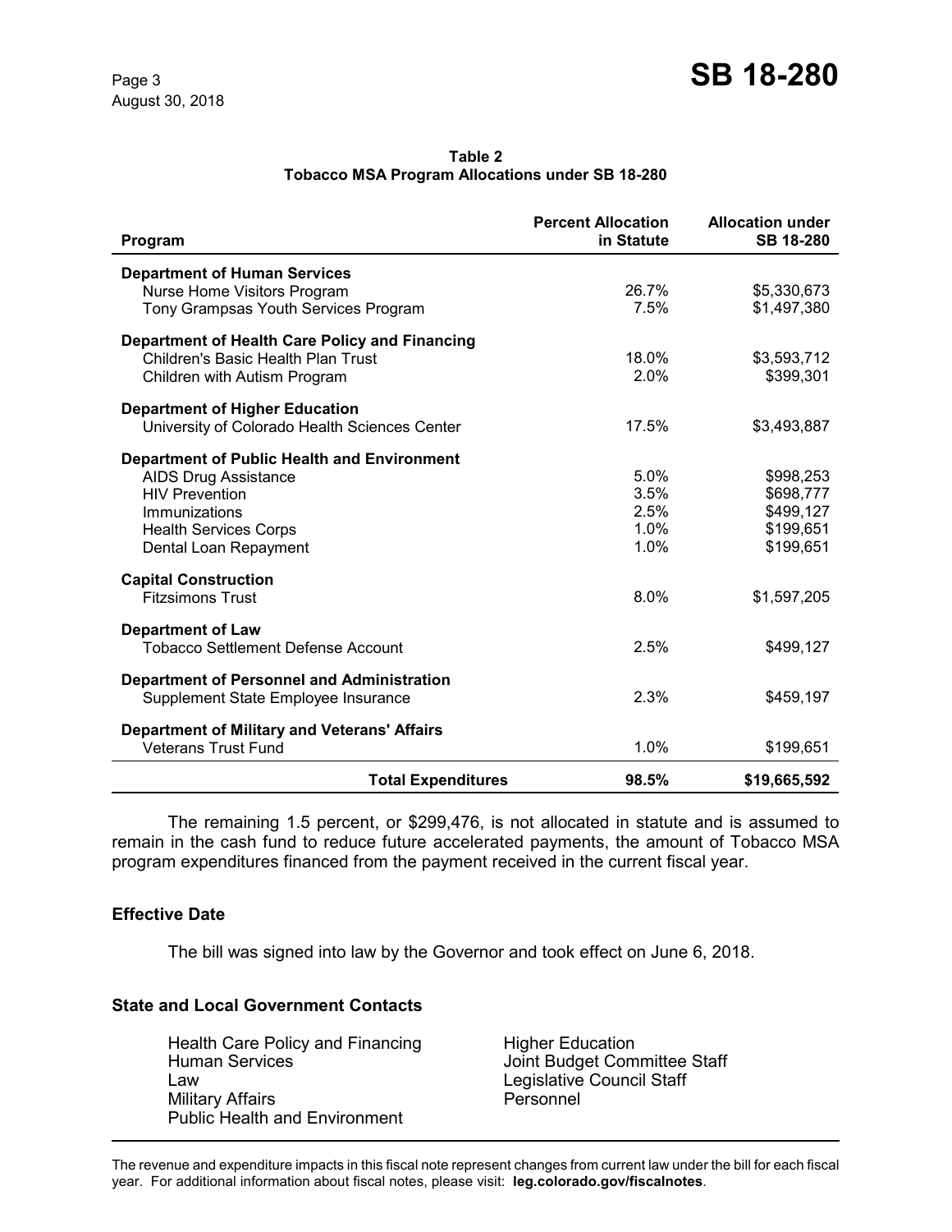**Table 2**
**Tobacco MSA Program Allocations under SB 18-280**

| Program | Percent Allocation in Statute | Allocation under SB 18-280 |
|---|---|---|
| **Department of Human Services** | | |
| Nurse Home Visitors Program | 26.7% | $5,330,673 |
| Tony Grampsas Youth Services Program | 7.5% | $1,497,380 |
| **Department of Health Care Policy and Financing** | | |
| Children's Basic Health Plan Trust | 18.0% | $3,593,712 |
| Children with Autism Program | 2.0% | $399,301 |
| **Department of Higher Education** | | |
| University of Colorado Health Sciences Center | 17.5% | $3,493,887 |
| **Department of Public Health and Environment** | | |
| AIDS Drug Assistance | 5.0% | $998,253 |
| HIV Prevention | 3.5% | $698,777 |
| Immunizations | 2.5% | $499,127 |
| Health Services Corps | 1.0% | $199,651 |
| Dental Loan Repayment | 1.0% | $199,651 |
| **Capital Construction** | | |
| Fitzsimons Trust | 8.0% | $1,597,205 |
| **Department of Law** | | |
| Tobacco Settlement Defense Account | 2.5% | $499,127 |
| **Department of Personnel and Administration** | | |
| Supplement State Employee Insurance | 2.3% | $459,197 |
| **Department of Military and Veterans' Affairs** | | |
| Veterans Trust Fund | 1.0% | $199,651 |
| **Total Expenditures** | **98.5%** | **$19,665,592** |

The remaining 1.5 percent, or $299,476, is not allocated in statute and is assumed to remain in the cash fund to reduce future accelerated payments, the amount of Tobacco MSA program expenditures financed from the payment received in the current fiscal year.

### Effective Date

The bill was signed into law by the Governor and took effect on June 6, 2018.

### State and Local Government Contacts

Health Care Policy and Financing
Human Services
Law
Military Affairs
Public Health and Environment
Higher Education
Joint Budget Committee Staff
Legislative Council Staff
Personnel

The revenue and expenditure impacts in this fiscal note represent changes from current law under the bill for each fiscal year. For additional information about fiscal notes, please visit: **leg.colorado.gov/fiscalnotes**.